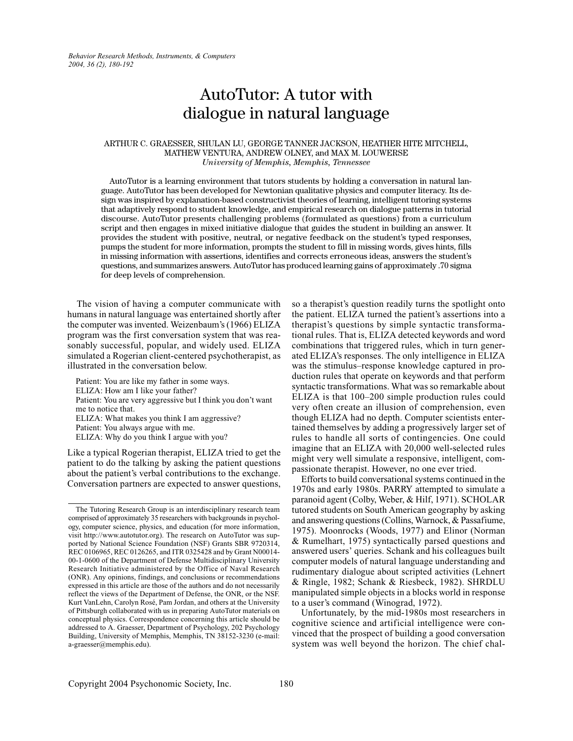# AutoTutor: A tutor with dialogue in natural language

ARTHUR C. GRAESSER, SHULAN LU, GEORGE TANNER JACKSON, HEATHER HITE MITCHELL, MATHEW VENTURA, ANDREW OLNEY, and MAX M. LOUWERSE
*University of Memphis*, *Memphis*, *Tennessee*

AutoTutor is a learning environment that tutors students by holding a conversation in natural language. AutoTutor has been developed for Newtonian qualitative physics and computer literacy. Its design was inspired by explanation-based constructivist theories of learning, intelligent tutoring systems that adaptively respond to student knowledge, and empirical research on dialogue patterns in tutorial discourse. AutoTutor presents challenging problems (formulated as questions) from a curriculum script and then engages in mixed initiative dialogue that guides the student in building an answer. It provides the student with positive, neutral, or negative feedback on the student's typed responses, pumps the student for more information, prompts the student to fill in missing words, gives hints, fills in missing information with assertions, identifies and corrects erroneous ideas, answers the student's questions, and summarizes answers. AutoTutor has produced learning gains of approximately .70 sigma for deep levels of comprehension.

The vision of having a computer communicate with humans in natural language was entertained shortly after the computer was invented. Weizenbaum's (1966) ELIZA program was the first conversation system that was reasonably successful, popular, and widely used. ELIZA simulated a Rogerian client-centered psychotherapist, as illustrated in the conversation below.

Patient: You are like my father in some ways.
ELIZA: How am I like your father?
Patient: You are very aggressive but I think you don't want me to notice that.
ELIZA: What makes you think I am aggressive?
Patient: You always argue with me.
ELIZA: Why do you think I argue with you?

Like a typical Rogerian therapist, ELIZA tried to get the patient to do the talking by asking the patient questions about the patient's verbal contributions to the exchange. Conversation partners are expected to answer questions, so a therapist's question readily turns the spotlight onto the patient. ELIZA turned the patient's assertions into a therapist's questions by simple syntactic transformational rules. That is, ELIZA detected keywords and word combinations that triggered rules, which in turn generated ELIZA's responses. The only intelligence in ELIZA was the stimulus–response knowledge captured in production rules that operate on keywords and that perform syntactic transformations. What was so remarkable about ELIZA is that 100–200 simple production rules could very often create an illusion of comprehension, even though ELIZA had no depth. Computer scientists entertained themselves by adding a progressively larger set of rules to handle all sorts of contingencies. One could imagine that an ELIZA with 20,000 well-selected rules might very well simulate a responsive, intelligent, compassionate therapist. However, no one ever tried.

Efforts to build conversational systems continued in the 1970s and early 1980s. PARRY attempted to simulate a paranoid agent (Colby, Weber, & Hilf, 1971). SCHOLAR tutored students on South American geography by asking and answering questions (Collins, Warnock, & Passafiume, 1975). Moonrocks (Woods, 1977) and Elinor (Norman & Rumelhart, 1975) syntactically parsed questions and answered users' queries. Schank and his colleagues built computer models of natural language understanding and rudimentary dialogue about scripted activities (Lehnert & Ringle, 1982; Schank & Riesbeck, 1982). SHRDLU manipulated simple objects in a blocks world in response to a user's command (Winograd, 1972).

Unfortunately, by the mid-1980s most researchers in cognitive science and artificial intelligence were convinced that the prospect of building a good conversation system was well beyond the horizon. The chief chal-

The Tutoring Research Group is an interdisciplinary research team comprised of approximately 35 researchers with backgrounds in psychology, computer science, physics, and education (for more information, visit http://www.autotutor.org). The research on AutoTutor was supported by National Science Foundation (NSF) Grants SBR 9720314, REC 0106965, REC 0126265, and ITR 0325428 and by Grant N00014-00-1-0600 of the Department of Defense Multidisciplinary University Research Initiative administered by the Office of Naval Research (ONR). Any opinions, findings, and conclusions or recommendations expressed in this article are those of the authors and do not necessarily reflect the views of the Department of Defense, the ONR, or the NSF. Kurt VanLehn, Carolyn Rosé, Pam Jordan, and others at the University of Pittsburgh collaborated with us in preparing AutoTutor materials on conceptual physics. Correspondence concerning this article should be addressed to A. Graesser, Department of Psychology, 202 Psychology Building, University of Memphis, Memphis, TN 38152-3230 (e-mail: a-graesser@memphis.edu).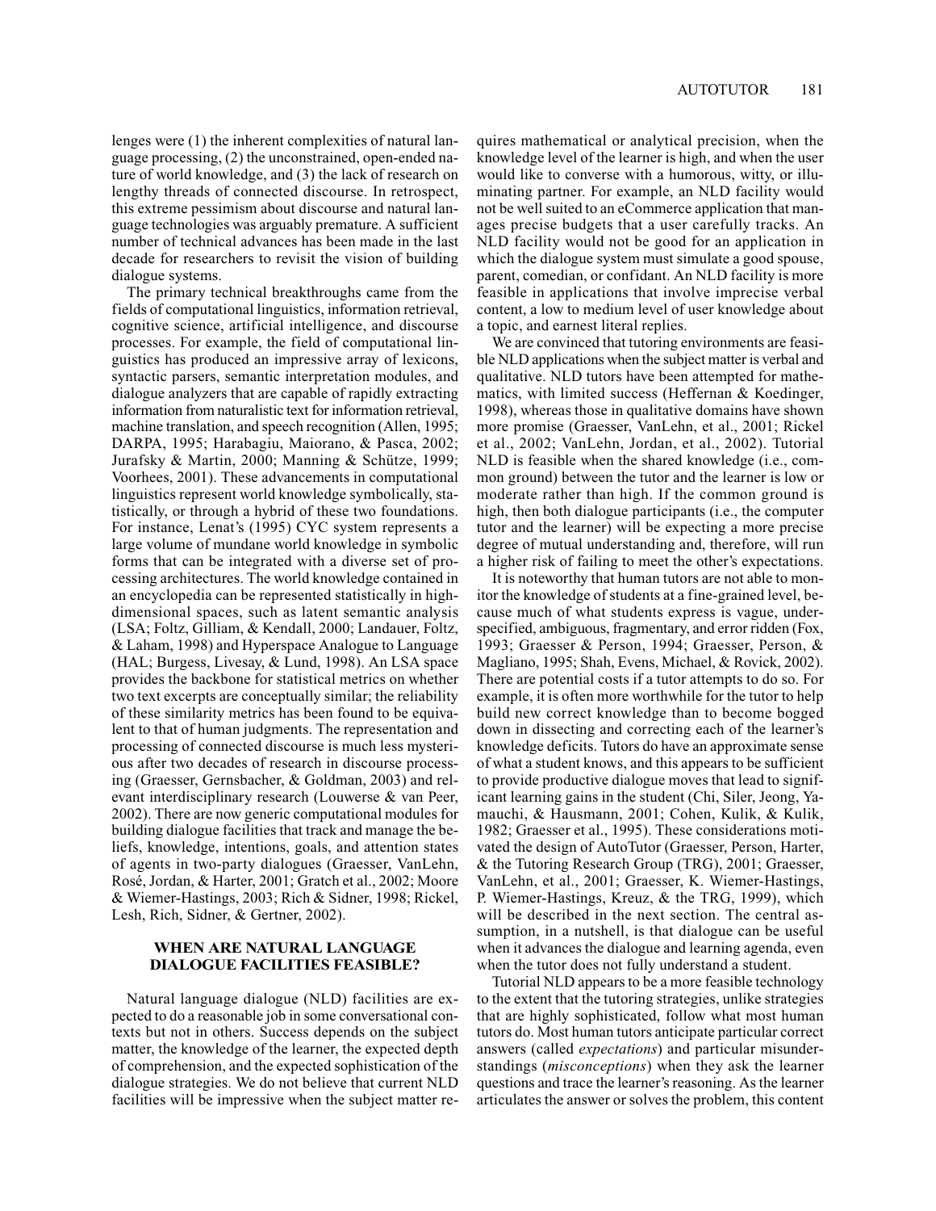lenges were (1) the inherent complexities of natural language processing, (2) the unconstrained, open-ended nature of world knowledge, and (3) the lack of research on lengthy threads of connected discourse. In retrospect, this extreme pessimism about discourse and natural language technologies was arguably premature. A sufficient number of technical advances has been made in the last decade for researchers to revisit the vision of building dialogue systems.

The primary technical breakthroughs came from the fields of computational linguistics, information retrieval, cognitive science, artificial intelligence, and discourse processes. For example, the field of computational linguistics has produced an impressive array of lexicons, syntactic parsers, semantic interpretation modules, and dialogue analyzers that are capable of rapidly extracting information from naturalistic text for information retrieval, machine translation, and speech recognition (Allen, 1995; DARPA, 1995; Harabagiu, Maiorano, & Pasca, 2002; Jurafsky & Martin, 2000; Manning & Schütze, 1999; Voorhees, 2001). These advancements in computational linguistics represent world knowledge symbolically, statistically, or through a hybrid of these two foundations. For instance, Lenat's (1995) CYC system represents a large volume of mundane world knowledge in symbolic forms that can be integrated with a diverse set of processing architectures. The world knowledge contained in an encyclopedia can be represented statistically in high-dimensional spaces, such as latent semantic analysis (LSA; Foltz, Gilliam, & Kendall, 2000; Landauer, Foltz, & Laham, 1998) and Hyperspace Analogue to Language (HAL; Burgess, Livesay, & Lund, 1998). An LSA space provides the backbone for statistical metrics on whether two text excerpts are conceptually similar; the reliability of these similarity metrics has been found to be equivalent to that of human judgments. The representation and processing of connected discourse is much less mysterious after two decades of research in discourse processing (Graesser, Gernsbacher, & Goldman, 2003) and relevant interdisciplinary research (Louwerse & van Peer, 2002). There are now generic computational modules for building dialogue facilities that track and manage the beliefs, knowledge, intentions, goals, and attention states of agents in two-party dialogues (Graesser, VanLehn, Rosé, Jordan, & Harter, 2001; Gratch et al., 2002; Moore & Wiemer-Hastings, 2003; Rich & Sidner, 1998; Rickel, Lesh, Rich, Sidner, & Gertner, 2002).

## WHEN ARE NATURAL LANGUAGE DIALOGUE FACILITIES FEASIBLE?

Natural language dialogue (NLD) facilities are expected to do a reasonable job in some conversational contexts but not in others. Success depends on the subject matter, the knowledge of the learner, the expected depth of comprehension, and the expected sophistication of the dialogue strategies. We do not believe that current NLD facilities will be impressive when the subject matter requires mathematical or analytical precision, when the knowledge level of the learner is high, and when the user would like to converse with a humorous, witty, or illuminating partner. For example, an NLD facility would not be well suited to an eCommerce application that manages precise budgets that a user carefully tracks. An NLD facility would not be good for an application in which the dialogue system must simulate a good spouse, parent, comedian, or confidant. An NLD facility is more feasible in applications that involve imprecise verbal content, a low to medium level of user knowledge about a topic, and earnest literal replies.

We are convinced that tutoring environments are feasible NLD applications when the subject matter is verbal and qualitative. NLD tutors have been attempted for mathematics, with limited success (Heffernan & Koedinger, 1998), whereas those in qualitative domains have shown more promise (Graesser, VanLehn, et al., 2001; Rickel et al., 2002; VanLehn, Jordan, et al., 2002). Tutorial NLD is feasible when the shared knowledge (i.e., common ground) between the tutor and the learner is low or moderate rather than high. If the common ground is high, then both dialogue participants (i.e., the computer tutor and the learner) will be expecting a more precise degree of mutual understanding and, therefore, will run a higher risk of failing to meet the other's expectations.

It is noteworthy that human tutors are not able to monitor the knowledge of students at a fine-grained level, because much of what students express is vague, underspecified, ambiguous, fragmentary, and error ridden (Fox, 1993; Graesser & Person, 1994; Graesser, Person, & Magliano, 1995; Shah, Evens, Michael, & Rovick, 2002). There are potential costs if a tutor attempts to do so. For example, it is often more worthwhile for the tutor to help build new correct knowledge than to become bogged down in dissecting and correcting each of the learner's knowledge deficits. Tutors do have an approximate sense of what a student knows, and this appears to be sufficient to provide productive dialogue moves that lead to significant learning gains in the student (Chi, Siler, Jeong, Yamauchi, & Hausmann, 2001; Cohen, Kulik, & Kulik, 1982; Graesser et al., 1995). These considerations motivated the design of AutoTutor (Graesser, Person, Harter, & the Tutoring Research Group (TRG), 2001; Graesser, VanLehn, et al., 2001; Graesser, K. Wiemer-Hastings, P. Wiemer-Hastings, Kreuz, & the TRG, 1999), which will be described in the next section. The central assumption, in a nutshell, is that dialogue can be useful when it advances the dialogue and learning agenda, even when the tutor does not fully understand a student.

Tutorial NLD appears to be a more feasible technology to the extent that the tutoring strategies, unlike strategies that are highly sophisticated, follow what most human tutors do. Most human tutors anticipate particular correct answers (called *expectations*) and particular misunderstandings (*misconceptions*) when they ask the learner questions and trace the learner's reasoning. As the learner articulates the answer or solves the problem, this content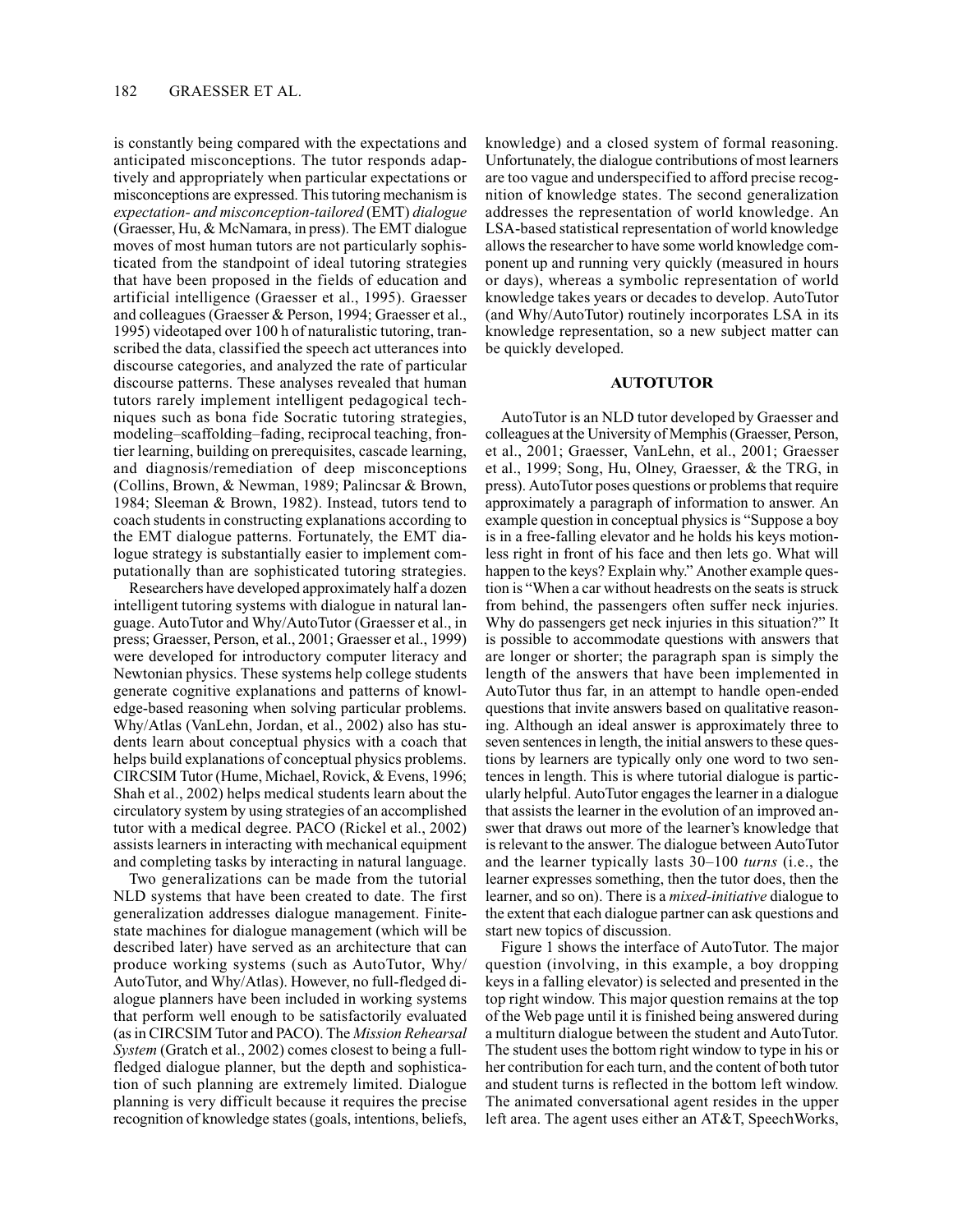is constantly being compared with the expectations and anticipated misconceptions. The tutor responds adaptively and appropriately when particular expectations or misconceptions are expressed. This tutoring mechanism is *expectation- and misconception-tailored* (EMT) *dialogue* (Graesser, Hu, & McNamara, in press). The EMT dialogue moves of most human tutors are not particularly sophisticated from the standpoint of ideal tutoring strategies that have been proposed in the fields of education and artificial intelligence (Graesser et al., 1995). Graesser and colleagues (Graesser & Person, 1994; Graesser et al., 1995) videotaped over 100 h of naturalistic tutoring, transcribed the data, classified the speech act utterances into discourse categories, and analyzed the rate of particular discourse patterns. These analyses revealed that human tutors rarely implement intelligent pedagogical techniques such as bona fide Socratic tutoring strategies, modeling–scaffolding–fading, reciprocal teaching, frontier learning, building on prerequisites, cascade learning, and diagnosis/remediation of deep misconceptions (Collins, Brown, & Newman, 1989; Palincsar & Brown, 1984; Sleeman & Brown, 1982). Instead, tutors tend to coach students in constructing explanations according to the EMT dialogue patterns. Fortunately, the EMT dialogue strategy is substantially easier to implement computationally than are sophisticated tutoring strategies.

Researchers have developed approximately half a dozen intelligent tutoring systems with dialogue in natural language. AutoTutor and Why/AutoTutor (Graesser et al., in press; Graesser, Person, et al., 2001; Graesser et al., 1999) were developed for introductory computer literacy and Newtonian physics. These systems help college students generate cognitive explanations and patterns of knowledge-based reasoning when solving particular problems. Why/Atlas (VanLehn, Jordan, et al., 2002) also has students learn about conceptual physics with a coach that helps build explanations of conceptual physics problems. CIRCSIM Tutor (Hume, Michael, Rovick, & Evens, 1996; Shah et al., 2002) helps medical students learn about the circulatory system by using strategies of an accomplished tutor with a medical degree. PACO (Rickel et al., 2002) assists learners in interacting with mechanical equipment and completing tasks by interacting in natural language.

Two generalizations can be made from the tutorial NLD systems that have been created to date. The first generalization addresses dialogue management. Finite-state machines for dialogue management (which will be described later) have served as an architecture that can produce working systems (such as AutoTutor, Why/AutoTutor, and Why/Atlas). However, no full-fledged dialogue planners have been included in working systems that perform well enough to be satisfactorily evaluated (as in CIRCSIM Tutor and PACO). The *Mission Rehearsal System* (Gratch et al., 2002) comes closest to being a full-fledged dialogue planner, but the depth and sophistication of such planning are extremely limited. Dialogue planning is very difficult because it requires the precise recognition of knowledge states (goals, intentions, beliefs, knowledge) and a closed system of formal reasoning. Unfortunately, the dialogue contributions of most learners are too vague and underspecified to afford precise recognition of knowledge states. The second generalization addresses the representation of world knowledge. An LSA-based statistical representation of world knowledge allows the researcher to have some world knowledge component up and running very quickly (measured in hours or days), whereas a symbolic representation of world knowledge takes years or decades to develop. AutoTutor (and Why/AutoTutor) routinely incorporates LSA in its knowledge representation, so a new subject matter can be quickly developed.

## AUTOTUTOR

AutoTutor is an NLD tutor developed by Graesser and colleagues at the University of Memphis (Graesser, Person, et al., 2001; Graesser, VanLehn, et al., 2001; Graesser et al., 1999; Song, Hu, Olney, Graesser, & the TRG, in press). AutoTutor poses questions or problems that require approximately a paragraph of information to answer. An example question in conceptual physics is "Suppose a boy is in a free-falling elevator and he holds his keys motionless right in front of his face and then lets go. What will happen to the keys? Explain why." Another example question is "When a car without headrests on the seats is struck from behind, the passengers often suffer neck injuries. Why do passengers get neck injuries in this situation?" It is possible to accommodate questions with answers that are longer or shorter; the paragraph span is simply the length of the answers that have been implemented in AutoTutor thus far, in an attempt to handle open-ended questions that invite answers based on qualitative reasoning. Although an ideal answer is approximately three to seven sentences in length, the initial answers to these questions by learners are typically only one word to two sentences in length. This is where tutorial dialogue is particularly helpful. AutoTutor engages the learner in a dialogue that assists the learner in the evolution of an improved answer that draws out more of the learner's knowledge that is relevant to the answer. The dialogue between AutoTutor and the learner typically lasts 30–100 *turns* (i.e., the learner expresses something, then the tutor does, then the learner, and so on). There is a *mixed-initiative* dialogue to the extent that each dialogue partner can ask questions and start new topics of discussion.

Figure 1 shows the interface of AutoTutor. The major question (involving, in this example, a boy dropping keys in a falling elevator) is selected and presented in the top right window. This major question remains at the top of the Web page until it is finished being answered during a multiturn dialogue between the student and AutoTutor. The student uses the bottom right window to type in his or her contribution for each turn, and the content of both tutor and student turns is reflected in the bottom left window. The animated conversational agent resides in the upper left area. The agent uses either an AT&T, SpeechWorks,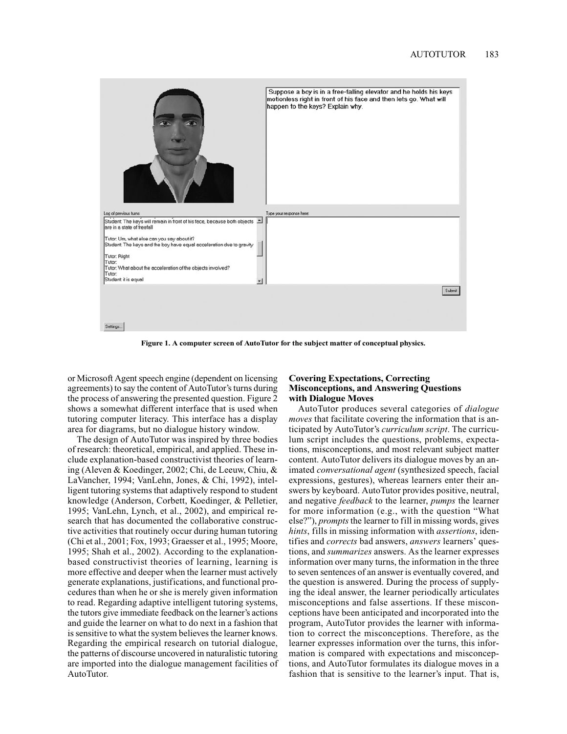**Figure 1. A computer screen of AutoTutor for the subject matter of conceptual physics.**

or Microsoft Agent speech engine (dependent on licensing agreements) to say the content of AutoTutor's turns during the process of answering the presented question. Figure 2 shows a somewhat different interface that is used when tutoring computer literacy. This interface has a display area for diagrams, but no dialogue history window.

The design of AutoTutor was inspired by three bodies of research: theoretical, empirical, and applied. These include explanation-based constructivist theories of learning (Aleven & Koedinger, 2002; Chi, de Leeuw, Chiu, & LaVancher, 1994; VanLehn, Jones, & Chi, 1992), intelligent tutoring systems that adaptively respond to student knowledge (Anderson, Corbett, Koedinger, & Pelletier, 1995; VanLehn, Lynch, et al., 2002), and empirical research that has documented the collaborative constructive activities that routinely occur during human tutoring (Chi et al., 2001; Fox, 1993; Graesser et al., 1995; Moore, 1995; Shah et al., 2002). According to the explanation-based constructivist theories of learning, learning is more effective and deeper when the learner must actively generate explanations, justifications, and functional procedures than when he or she is merely given information to read. Regarding adaptive intelligent tutoring systems, the tutors give immediate feedback on the learner's actions and guide the learner on what to do next in a fashion that is sensitive to what the system believes the learner knows. Regarding the empirical research on tutorial dialogue, the patterns of discourse uncovered in naturalistic tutoring are imported into the dialogue management facilities of AutoTutor.

### Covering Expectations, Correcting Misconceptions, and Answering Questions with Dialogue Moves

AutoTutor produces several categories of *dialogue moves* that facilitate covering the information that is anticipated by AutoTutor's *curriculum script*. The curriculum script includes the questions, problems, expectations, misconceptions, and most relevant subject matter content. AutoTutor delivers its dialogue moves by an animated *conversational agent* (synthesized speech, facial expressions, gestures), whereas learners enter their answers by keyboard. AutoTutor provides positive, neutral, and negative *feedback* to the learner, *pumps* the learner for more information (e.g., with the question "What else?"), *prompts* the learner to fill in missing words, gives *hints*, fills in missing information with *assertions*, identifies and *corrects* bad answers, *answers* learners' questions, and *summarizes* answers. As the learner expresses information over many turns, the information in the three to seven sentences of an answer is eventually covered, and the question is answered. During the process of supplying the ideal answer, the learner periodically articulates misconceptions and false assertions. If these misconceptions have been anticipated and incorporated into the program, AutoTutor provides the learner with information to correct the misconceptions. Therefore, as the learner expresses information over the turns, this information is compared with expectations and misconceptions, and AutoTutor formulates its dialogue moves in a fashion that is sensitive to the learner's input. That is,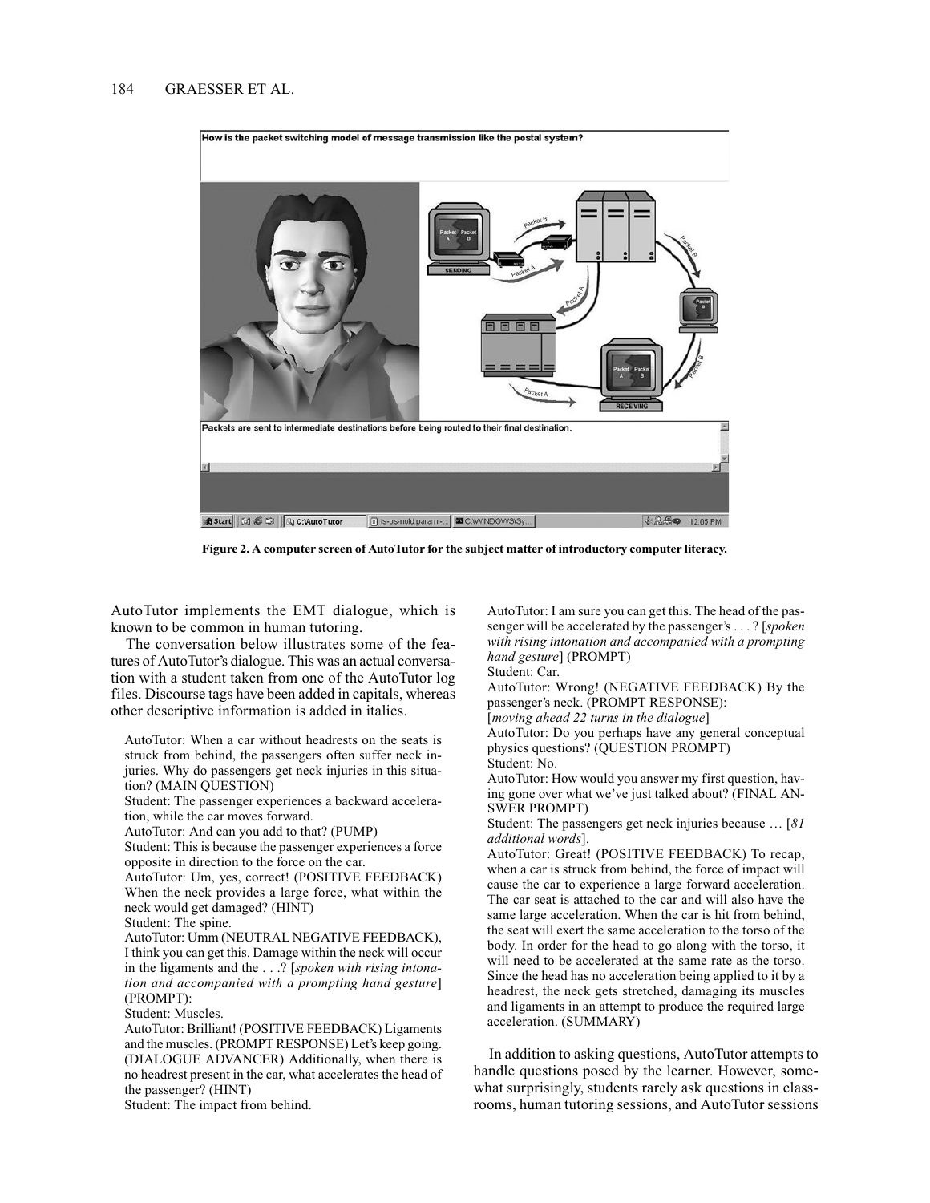Figure 2. A computer screen of AutoTutor for the subject matter of introductory computer literacy.

AutoTutor implements the EMT dialogue, which is known to be common in human tutoring.

The conversation below illustrates some of the features of AutoTutor's dialogue. This was an actual conversation with a student taken from one of the AutoTutor log files. Discourse tags have been added in capitals, whereas other descriptive information is added in italics.

> AutoTutor: When a car without headrests on the seats is struck from behind, the passengers often suffer neck injuries. Why do passengers get neck injuries in this situation? (MAIN QUESTION)
>
> Student: The passenger experiences a backward acceleration, while the car moves forward.
>
> AutoTutor: And can you add to that? (PUMP)
>
> Student: This is because the passenger experiences a force opposite in direction to the force on the car.
>
> AutoTutor: Um, yes, correct! (POSITIVE FEEDBACK) When the neck provides a large force, what within the neck would get damaged? (HINT)
>
> Student: The spine.
>
> AutoTutor: Umm (NEUTRAL NEGATIVE FEEDBACK), I think you can get this. Damage within the neck will occur in the ligaments and the . . .? [*spoken with rising intonation and accompanied with a prompting hand gesture*] (PROMPT):
>
> Student: Muscles.
>
> AutoTutor: Brilliant! (POSITIVE FEEDBACK) Ligaments and the muscles. (PROMPT RESPONSE) Let's keep going. (DIALOGUE ADVANCER) Additionally, when there is no headrest present in the car, what accelerates the head of the passenger? (HINT)
>
> Student: The impact from behind.
>
> AutoTutor: I am sure you can get this. The head of the passenger will be accelerated by the passenger's . . . ? [*spoken with rising intonation and accompanied with a prompting hand gesture*] (PROMPT)
>
> Student: Car.
>
> AutoTutor: Wrong! (NEGATIVE FEEDBACK) By the passenger's neck. (PROMPT RESPONSE):
>
> [*moving ahead 22 turns in the dialogue*]
>
> AutoTutor: Do you perhaps have any general conceptual physics questions? (QUESTION PROMPT)
>
> Student: No.
>
> AutoTutor: How would you answer my first question, having gone over what we've just talked about? (FINAL ANSWER PROMPT)
>
> Student: The passengers get neck injuries because … [*81 additional words*].
>
> AutoTutor: Great! (POSITIVE FEEDBACK) To recap, when a car is struck from behind, the force of impact will cause the car to experience a large forward acceleration. The car seat is attached to the car and will also have the same large acceleration. When the car is hit from behind, the seat will exert the same acceleration to the torso of the body. In order for the head to go along with the torso, it will need to be accelerated at the same rate as the torso. Since the head has no acceleration being applied to it by a headrest, the neck gets stretched, damaging its muscles and ligaments in an attempt to produce the required large acceleration. (SUMMARY)

In addition to asking questions, AutoTutor attempts to handle questions posed by the learner. However, somewhat surprisingly, students rarely ask questions in classrooms, human tutoring sessions, and AutoTutor sessions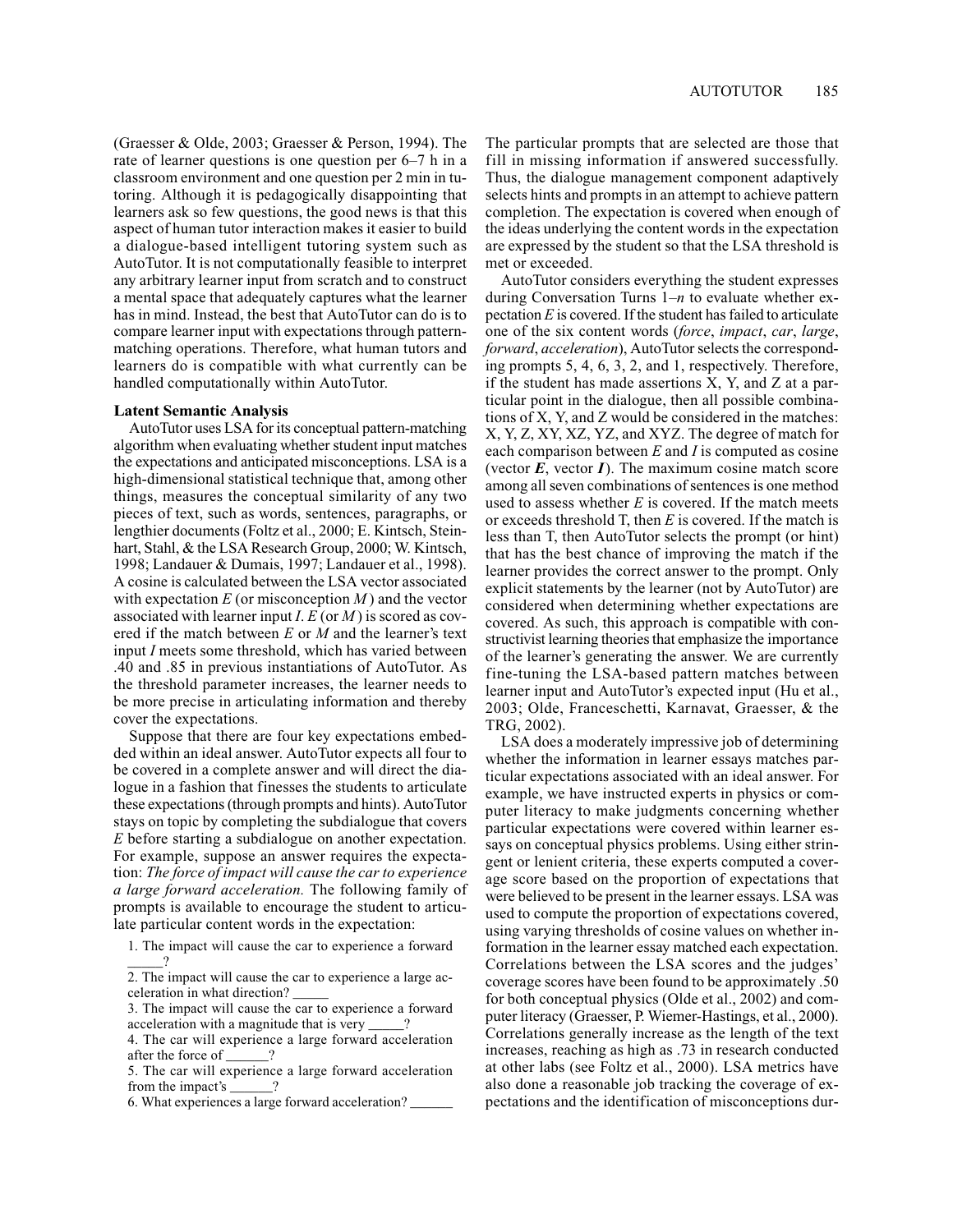(Graesser & Olde, 2003; Graesser & Person, 1994). The rate of learner questions is one question per 6–7 h in a classroom environment and one question per 2 min in tutoring. Although it is pedagogically disappointing that learners ask so few questions, the good news is that this aspect of human tutor interaction makes it easier to build a dialogue-based intelligent tutoring system such as AutoTutor. It is not computationally feasible to interpret any arbitrary learner input from scratch and to construct a mental space that adequately captures what the learner has in mind. Instead, the best that AutoTutor can do is to compare learner input with expectations through pattern-matching operations. Therefore, what human tutors and learners do is compatible with what currently can be handled computationally within AutoTutor.

### Latent Semantic Analysis

AutoTutor uses LSA for its conceptual pattern-matching algorithm when evaluating whether student input matches the expectations and anticipated misconceptions. LSA is a high-dimensional statistical technique that, among other things, measures the conceptual similarity of any two pieces of text, such as words, sentences, paragraphs, or lengthier documents (Foltz et al., 2000; E. Kintsch, Steinhart, Stahl, & the LSA Research Group, 2000; W. Kintsch, 1998; Landauer & Dumais, 1997; Landauer et al., 1998). A cosine is calculated between the LSA vector associated with expectation $E$ (or misconception $M$) and the vector associated with learner input $I$. $E$ (or $M$) is scored as covered if the match between $E$ or $M$ and the learner's text input $I$ meets some threshold, which has varied between .40 and .85 in previous instantiations of AutoTutor. As the threshold parameter increases, the learner needs to be more precise in articulating information and thereby cover the expectations.

Suppose that there are four key expectations embedded within an ideal answer. AutoTutor expects all four to be covered in a complete answer and will direct the dialogue in a fashion that finesses the students to articulate these expectations (through prompts and hints). AutoTutor stays on topic by completing the subdialogue that covers $E$ before starting a subdialogue on another expectation. For example, suppose an answer requires the expectation: *The force of impact will cause the car to experience a large forward acceleration.* The following family of prompts is available to encourage the student to articulate particular content words in the expectation:

1. The impact will cause the car to experience a forward _____?
2. The impact will cause the car to experience a large acceleration in what direction? _____
3. The impact will cause the car to experience a forward acceleration with a magnitude that is very _____?
4. The car will experience a large forward acceleration after the force of ______?
5. The car will experience a large forward acceleration from the impact's ______?
6. What experiences a large forward acceleration? ______

The particular prompts that are selected are those that fill in missing information if answered successfully. Thus, the dialogue management component adaptively selects hints and prompts in an attempt to achieve pattern completion. The expectation is covered when enough of the ideas underlying the content words in the expectation are expressed by the student so that the LSA threshold is met or exceeded.

AutoTutor considers everything the student expresses during Conversation Turns 1–$n$ to evaluate whether expectation $E$ is covered. If the student has failed to articulate one of the six content words (*force*, *impact*, *car*, *large*, *forward*, *acceleration*), AutoTutor selects the corresponding prompts 5, 4, 6, 3, 2, and 1, respectively. Therefore, if the student has made assertions X, Y, and Z at a particular point in the dialogue, then all possible combinations of X, Y, and Z would be considered in the matches: X, Y, Z, XY, XZ, YZ, and XYZ. The degree of match for each comparison between $E$ and $I$ is computed as cosine (vector $\boldsymbol{E}$, vector $\boldsymbol{I}$). The maximum cosine match score among all seven combinations of sentences is one method used to assess whether $E$ is covered. If the match meets or exceeds threshold T, then $E$ is covered. If the match is less than T, then AutoTutor selects the prompt (or hint) that has the best chance of improving the match if the learner provides the correct answer to the prompt. Only explicit statements by the learner (not by AutoTutor) are considered when determining whether expectations are covered. As such, this approach is compatible with constructivist learning theories that emphasize the importance of the learner's generating the answer. We are currently fine-tuning the LSA-based pattern matches between learner input and AutoTutor's expected input (Hu et al., 2003; Olde, Franceschetti, Karnavat, Graesser, & the TRG, 2002).

LSA does a moderately impressive job of determining whether the information in learner essays matches particular expectations associated with an ideal answer. For example, we have instructed experts in physics or computer literacy to make judgments concerning whether particular expectations were covered within learner essays on conceptual physics problems. Using either stringent or lenient criteria, these experts computed a coverage score based on the proportion of expectations that were believed to be present in the learner essays. LSA was used to compute the proportion of expectations covered, using varying thresholds of cosine values on whether information in the learner essay matched each expectation. Correlations between the LSA scores and the judges' coverage scores have been found to be approximately .50 for both conceptual physics (Olde et al., 2002) and computer literacy (Graesser, P. Wiemer-Hastings, et al., 2000). Correlations generally increase as the length of the text increases, reaching as high as .73 in research conducted at other labs (see Foltz et al., 2000). LSA metrics have also done a reasonable job tracking the coverage of expectations and the identification of misconceptions dur-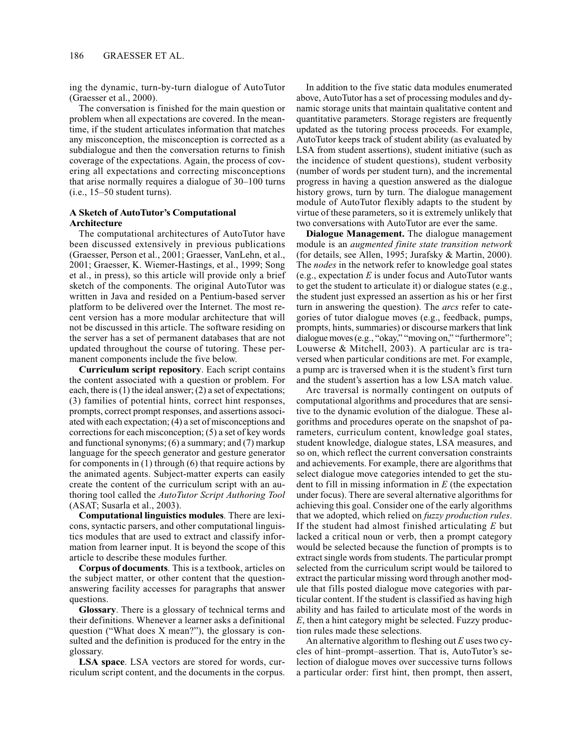ing the dynamic, turn-by-turn dialogue of AutoTutor (Graesser et al., 2000).

The conversation is finished for the main question or problem when all expectations are covered. In the meantime, if the student articulates information that matches any misconception, the misconception is corrected as a subdialogue and then the conversation returns to finish coverage of the expectations. Again, the process of covering all expectations and correcting misconceptions that arise normally requires a dialogue of 30–100 turns (i.e., 15–50 student turns).

### A Sketch of AutoTutor's Computational Architecture

The computational architectures of AutoTutor have been discussed extensively in previous publications (Graesser, Person et al., 2001; Graesser, VanLehn, et al., 2001; Graesser, K. Wiemer-Hastings, et al., 1999; Song et al., in press), so this article will provide only a brief sketch of the components. The original AutoTutor was written in Java and resided on a Pentium-based server platform to be delivered over the Internet. The most recent version has a more modular architecture that will not be discussed in this article. The software residing on the server has a set of permanent databases that are not updated throughout the course of tutoring. These permanent components include the five below.

**Curriculum script repository**. Each script contains the content associated with a question or problem. For each, there is (1) the ideal answer; (2) a set of expectations; (3) families of potential hints, correct hint responses, prompts, correct prompt responses, and assertions associated with each expectation; (4) a set of misconceptions and corrections for each misconception; (5) a set of key words and functional synonyms; (6) a summary; and (7) markup language for the speech generator and gesture generator for components in (1) through (6) that require actions by the animated agents. Subject-matter experts can easily create the content of the curriculum script with an authoring tool called the *AutoTutor Script Authoring Tool* (ASAT; Susarla et al., 2003).

**Computational linguistics modules**. There are lexicons, syntactic parsers, and other computational linguistics modules that are used to extract and classify information from learner input. It is beyond the scope of this article to describe these modules further.

**Corpus of documents**. This is a textbook, articles on the subject matter, or other content that the question-answering facility accesses for paragraphs that answer questions.

**Glossary**. There is a glossary of technical terms and their definitions. Whenever a learner asks a definitional question ("What does X mean?"), the glossary is consulted and the definition is produced for the entry in the glossary.

**LSA space**. LSA vectors are stored for words, curriculum script content, and the documents in the corpus.

In addition to the five static data modules enumerated above, AutoTutor has a set of processing modules and dynamic storage units that maintain qualitative content and quantitative parameters. Storage registers are frequently updated as the tutoring process proceeds. For example, AutoTutor keeps track of student ability (as evaluated by LSA from student assertions), student initiative (such as the incidence of student questions), student verbosity (number of words per student turn), and the incremental progress in having a question answered as the dialogue history grows, turn by turn. The dialogue management module of AutoTutor flexibly adapts to the student by virtue of these parameters, so it is extremely unlikely that two conversations with AutoTutor are ever the same.

**Dialogue Management.** The dialogue management module is an *augmented finite state transition network* (for details, see Allen, 1995; Jurafsky & Martin, 2000). The *nodes* in the network refer to knowledge goal states (e.g., expectation *E* is under focus and AutoTutor wants to get the student to articulate it) or dialogue states (e.g., the student just expressed an assertion as his or her first turn in answering the question). The *arcs* refer to categories of tutor dialogue moves (e.g., feedback, pumps, prompts, hints, summaries) or discourse markers that link dialogue moves (e.g., "okay," "moving on," "furthermore"; Louwerse & Mitchell, 2003). A particular arc is traversed when particular conditions are met. For example, a pump arc is traversed when it is the student's first turn and the student's assertion has a low LSA match value.

Arc traversal is normally contingent on outputs of computational algorithms and procedures that are sensitive to the dynamic evolution of the dialogue. These algorithms and procedures operate on the snapshot of parameters, curriculum content, knowledge goal states, student knowledge, dialogue states, LSA measures, and so on, which reflect the current conversation constraints and achievements. For example, there are algorithms that select dialogue move categories intended to get the student to fill in missing information in *E* (the expectation under focus). There are several alternative algorithms for achieving this goal. Consider one of the early algorithms that we adopted, which relied on *fuzzy production rules*. If the student had almost finished articulating *E* but lacked a critical noun or verb, then a prompt category would be selected because the function of prompts is to extract single words from students. The particular prompt selected from the curriculum script would be tailored to extract the particular missing word through another module that fills posted dialogue move categories with particular content. If the student is classified as having high ability and has failed to articulate most of the words in *E*, then a hint category might be selected. Fuzzy production rules made these selections.

An alternative algorithm to fleshing out *E* uses two cycles of hint–prompt–assertion. That is, AutoTutor's selection of dialogue moves over successive turns follows a particular order: first hint, then prompt, then assert,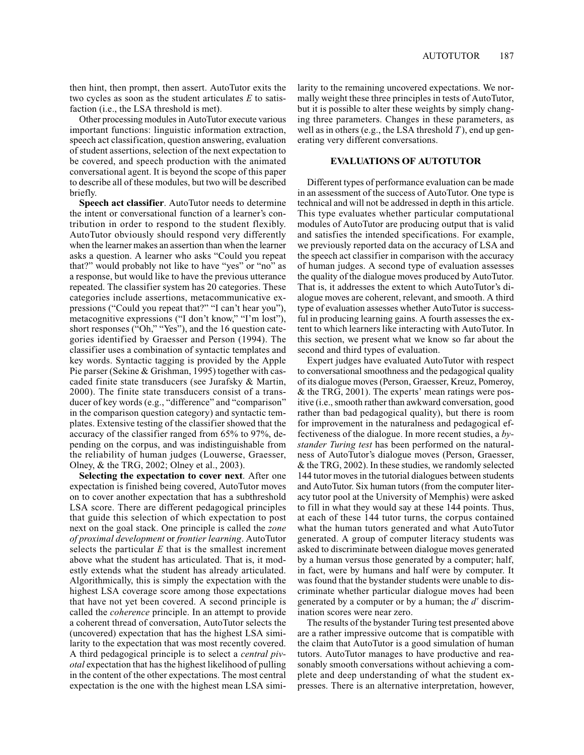then hint, then prompt, then assert. AutoTutor exits the two cycles as soon as the student articulates $E$ to satisfaction (i.e., the LSA threshold is met).

Other processing modules in AutoTutor execute various important functions: linguistic information extraction, speech act classification, question answering, evaluation of student assertions, selection of the next expectation to be covered, and speech production with the animated conversational agent. It is beyond the scope of this paper to describe all of these modules, but two will be described briefly.

**Speech act classifier**. AutoTutor needs to determine the intent or conversational function of a learner's contribution in order to respond to the student flexibly. AutoTutor obviously should respond very differently when the learner makes an assertion than when the learner asks a question. A learner who asks "Could you repeat that?" would probably not like to have "yes" or "no" as a response, but would like to have the previous utterance repeated. The classifier system has 20 categories. These categories include assertions, metacommunicative expressions ("Could you repeat that?" "I can't hear you"), metacognitive expressions ("I don't know," "I'm lost"), short responses ("Oh," "Yes"), and the 16 question categories identified by Graesser and Person (1994). The classifier uses a combination of syntactic templates and key words. Syntactic tagging is provided by the Apple Pie parser (Sekine & Grishman, 1995) together with cascaded finite state transducers (see Jurafsky & Martin, 2000). The finite state transducers consist of a transducer of key words (e.g., "difference" and "comparison" in the comparison question category) and syntactic templates. Extensive testing of the classifier showed that the accuracy of the classifier ranged from 65% to 97%, depending on the corpus, and was indistinguishable from the reliability of human judges (Louwerse, Graesser, Olney, & the TRG, 2002; Olney et al., 2003).

**Selecting the expectation to cover next**. After one expectation is finished being covered, AutoTutor moves on to cover another expectation that has a subthreshold LSA score. There are different pedagogical principles that guide this selection of which expectation to post next on the goal stack. One principle is called the *zone of proximal development* or *frontier learning*. AutoTutor selects the particular $E$ that is the smallest increment above what the student has articulated. That is, it modestly extends what the student has already articulated. Algorithmically, this is simply the expectation with the highest LSA coverage score among those expectations that have not yet been covered. A second principle is called the *coherence* principle. In an attempt to provide a coherent thread of conversation, AutoTutor selects the (uncovered) expectation that has the highest LSA similarity to the expectation that was most recently covered. A third pedagogical principle is to select a *central pivotal* expectation that has the highest likelihood of pulling in the content of the other expectations. The most central expectation is the one with the highest mean LSA similarity to the remaining uncovered expectations. We normally weight these three principles in tests of AutoTutor, but it is possible to alter these weights by simply changing three parameters. Changes in these parameters, as well as in others (e.g., the LSA threshold $T$), end up generating very different conversations.

## EVALUATIONS OF AUTOTUTOR

Different types of performance evaluation can be made in an assessment of the success of AutoTutor. One type is technical and will not be addressed in depth in this article. This type evaluates whether particular computational modules of AutoTutor are producing output that is valid and satisfies the intended specifications. For example, we previously reported data on the accuracy of LSA and the speech act classifier in comparison with the accuracy of human judges. A second type of evaluation assesses the quality of the dialogue moves produced by AutoTutor. That is, it addresses the extent to which AutoTutor's dialogue moves are coherent, relevant, and smooth. A third type of evaluation assesses whether AutoTutor is successful in producing learning gains. A fourth assesses the extent to which learners like interacting with AutoTutor. In this section, we present what we know so far about the second and third types of evaluation.

Expert judges have evaluated AutoTutor with respect to conversational smoothness and the pedagogical quality of its dialogue moves (Person, Graesser, Kreuz, Pomeroy, & the TRG, 2001). The experts' mean ratings were positive (i.e., smooth rather than awkward conversation, good rather than bad pedagogical quality), but there is room for improvement in the naturalness and pedagogical effectiveness of the dialogue. In more recent studies, a *bystander Turing test* has been performed on the naturalness of AutoTutor's dialogue moves (Person, Graesser, & the TRG, 2002). In these studies, we randomly selected 144 tutor moves in the tutorial dialogues between students and AutoTutor. Six human tutors (from the computer literacy tutor pool at the University of Memphis) were asked to fill in what they would say at these 144 points. Thus, at each of these 144 tutor turns, the corpus contained what the human tutors generated and what AutoTutor generated. A group of computer literacy students was asked to discriminate between dialogue moves generated by a human versus those generated by a computer; half, in fact, were by humans and half were by computer. It was found that the bystander students were unable to discriminate whether particular dialogue moves had been generated by a computer or by a human; the $d'$ discrimination scores were near zero.

The results of the bystander Turing test presented above are a rather impressive outcome that is compatible with the claim that AutoTutor is a good simulation of human tutors. AutoTutor manages to have productive and reasonably smooth conversations without achieving a complete and deep understanding of what the student expresses. There is an alternative interpretation, however,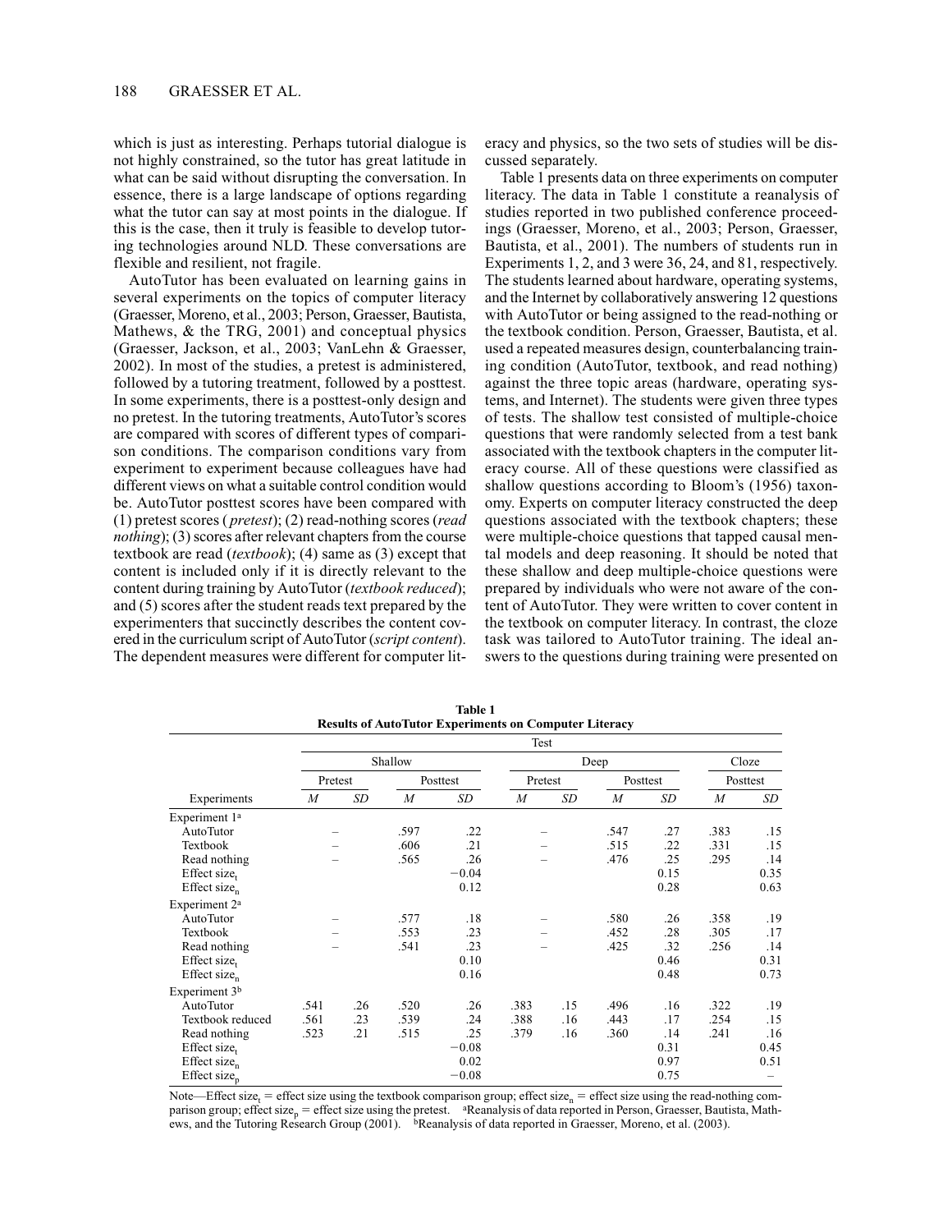which is just as interesting. Perhaps tutorial dialogue is not highly constrained, so the tutor has great latitude in what can be said without disrupting the conversation. In essence, there is a large landscape of options regarding what the tutor can say at most points in the dialogue. If this is the case, then it truly is feasible to develop tutoring technologies around NLD. These conversations are flexible and resilient, not fragile.

AutoTutor has been evaluated on learning gains in several experiments on the topics of computer literacy (Graesser, Moreno, et al., 2003; Person, Graesser, Bautista, Mathews, & the TRG, 2001) and conceptual physics (Graesser, Jackson, et al., 2003; VanLehn & Graesser, 2002). In most of the studies, a pretest is administered, followed by a tutoring treatment, followed by a posttest. In some experiments, there is a posttest-only design and no pretest. In the tutoring treatments, AutoTutor's scores are compared with scores of different types of comparison conditions. The comparison conditions vary from experiment to experiment because colleagues have had different views on what a suitable control condition would be. AutoTutor posttest scores have been compared with (1) pretest scores (*pretest*); (2) read-nothing scores (*read nothing*); (3) scores after relevant chapters from the course textbook are read (*textbook*); (4) same as (3) except that content is included only if it is directly relevant to the content during training by AutoTutor (*textbook reduced*); and (5) scores after the student reads text prepared by the experimenters that succinctly describes the content covered in the curriculum script of AutoTutor (*script content*). The dependent measures were different for computer literacy and physics, so the two sets of studies will be discussed separately.

Table 1 presents data on three experiments on computer literacy. The data in Table 1 constitute a reanalysis of studies reported in two published conference proceedings (Graesser, Moreno, et al., 2003; Person, Graesser, Bautista, et al., 2001). The numbers of students run in Experiments 1, 2, and 3 were 36, 24, and 81, respectively. The students learned about hardware, operating systems, and the Internet by collaboratively answering 12 questions with AutoTutor or being assigned to the read-nothing or the textbook condition. Person, Graesser, Bautista, et al. used a repeated measures design, counterbalancing training condition (AutoTutor, textbook, and read nothing) against the three topic areas (hardware, operating systems, and Internet). The students were given three types of tests. The shallow test consisted of multiple-choice questions that were randomly selected from a test bank associated with the textbook chapters in the computer literacy course. All of these questions were classified as shallow questions according to Bloom's (1956) taxonomy. Experts on computer literacy constructed the deep questions associated with the textbook chapters; these were multiple-choice questions that tapped causal mental models and deep reasoning. It should be noted that these shallow and deep multiple-choice questions were prepared by individuals who were not aware of the content of AutoTutor. They were written to cover content in the textbook on computer literacy. In contrast, the cloze task was tailored to AutoTutor training. The ideal answers to the questions during training were presented on

**Table 1**
**Results of AutoTutor Experiments on Computer Literacy**

| | Test | | | | | | | | | |
|---|---|---|---|---|---|---|---|---|---|---|
| | Shallow | | | | Deep | | | | Cloze | |
| | Pretest | | Posttest | | Pretest | | Posttest | | Posttest | |
| Experiments | *M* | *SD* | *M* | *SD* | *M* | *SD* | *M* | *SD* | *M* | *SD* |
| Experiment 1[a] | | | | | | | | | | |
| AutoTutor | – | | .597 | .22 | – | | .547 | .27 | .383 | .15 |
| Textbook | – | | .606 | .21 | – | | .515 | .22 | .331 | .15 |
| Read nothing | – | | .565 | .26 | – | | .476 | .25 | .295 | .14 |
| Effect size$_t$ | | | | −0.04 | | | | 0.15 | | 0.35 |
| Effect size$_n$ | | | | 0.12 | | | | 0.28 | | 0.63 |
| Experiment 2[a] | | | | | | | | | | |
| AutoTutor | – | | .577 | .18 | – | | .580 | .26 | .358 | .19 |
| Textbook | – | | .553 | .23 | – | | .452 | .28 | .305 | .17 |
| Read nothing | – | | .541 | .23 | – | | .425 | .32 | .256 | .14 |
| Effect size$_t$ | | | | 0.10 | | | | 0.46 | | 0.31 |
| Effect size$_n$ | | | | 0.16 | | | | 0.48 | | 0.73 |
| Experiment 3[b] | | | | | | | | | | |
| AutoTutor | .541 | .26 | .520 | .26 | .383 | .15 | .496 | .16 | .322 | .19 |
| Textbook reduced | .561 | .23 | .539 | .24 | .388 | .16 | .443 | .17 | .254 | .15 |
| Read nothing | .523 | .21 | .515 | .25 | .379 | .16 | .360 | .14 | .241 | .16 |
| Effect size$_t$ | | | | −0.08 | | | | 0.31 | | 0.45 |
| Effect size$_n$ | | | | 0.02 | | | | 0.97 | | 0.51 |
| Effect size$_p$ | | | | −0.08 | | | | 0.75 | | – |

Note—Effect size$_t$ = effect size using the textbook comparison group; effect size$_n$ = effect size using the read-nothing comparison group; effect size$_p$ = effect size using the pretest. [a]Reanalysis of data reported in Person, Graesser, Bautista, Mathews, and the Tutoring Research Group (2001). [b]Reanalysis of data reported in Graesser, Moreno, et al. (2003).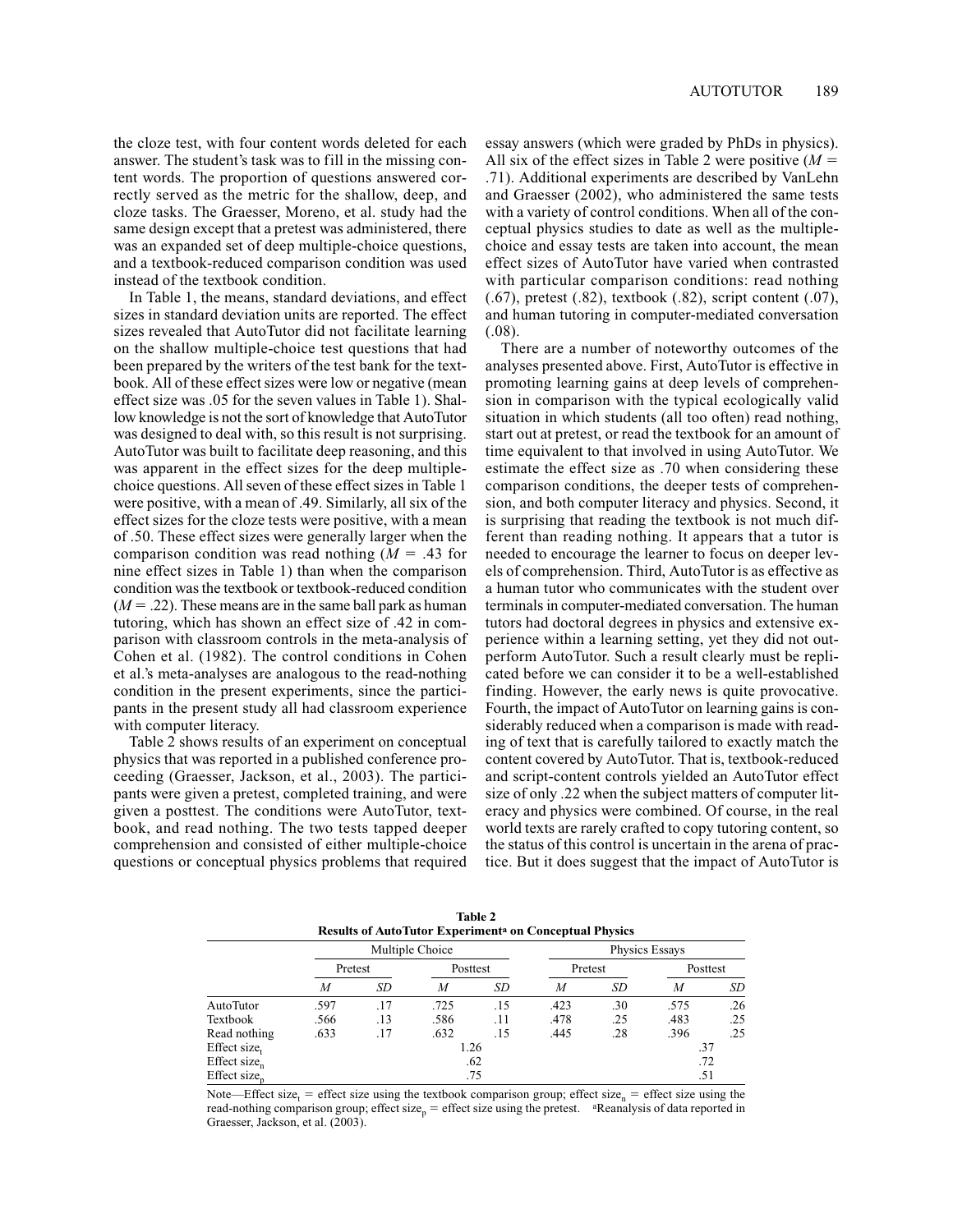the cloze test, with four content words deleted for each answer. The student's task was to fill in the missing content words. The proportion of questions answered correctly served as the metric for the shallow, deep, and cloze tasks. The Graesser, Moreno, et al. study had the same design except that a pretest was administered, there was an expanded set of deep multiple-choice questions, and a textbook-reduced comparison condition was used instead of the textbook condition.

In Table 1, the means, standard deviations, and effect sizes in standard deviation units are reported. The effect sizes revealed that AutoTutor did not facilitate learning on the shallow multiple-choice test questions that had been prepared by the writers of the test bank for the textbook. All of these effect sizes were low or negative (mean effect size was .05 for the seven values in Table 1). Shallow knowledge is not the sort of knowledge that AutoTutor was designed to deal with, so this result is not surprising. AutoTutor was built to facilitate deep reasoning, and this was apparent in the effect sizes for the deep multiple-choice questions. All seven of these effect sizes in Table 1 were positive, with a mean of .49. Similarly, all six of the effect sizes for the cloze tests were positive, with a mean of .50. These effect sizes were generally larger when the comparison condition was read nothing ($M$ = .43 for nine effect sizes in Table 1) than when the comparison condition was the textbook or textbook-reduced condition ($M$ = .22). These means are in the same ball park as human tutoring, which has shown an effect size of .42 in comparison with classroom controls in the meta-analysis of Cohen et al. (1982). The control conditions in Cohen et al.'s meta-analyses are analogous to the read-nothing condition in the present experiments, since the participants in the present study all had classroom experience with computer literacy.

Table 2 shows results of an experiment on conceptual physics that was reported in a published conference proceeding (Graesser, Jackson, et al., 2003). The participants were given a pretest, completed training, and were given a posttest. The conditions were AutoTutor, textbook, and read nothing. The two tests tapped deeper comprehension and consisted of either multiple-choice questions or conceptual physics problems that required essay answers (which were graded by PhDs in physics). All six of the effect sizes in Table 2 were positive ($M$ = .71). Additional experiments are described by VanLehn and Graesser (2002), who administered the same tests with a variety of control conditions. When all of the conceptual physics studies to date as well as the multiple-choice and essay tests are taken into account, the mean effect sizes of AutoTutor have varied when contrasted with particular comparison conditions: read nothing (.67), pretest (.82), textbook (.82), script content (.07), and human tutoring in computer-mediated conversation (.08).

There are a number of noteworthy outcomes of the analyses presented above. First, AutoTutor is effective in promoting learning gains at deep levels of comprehension in comparison with the typical ecologically valid situation in which students (all too often) read nothing, start out at pretest, or read the textbook for an amount of time equivalent to that involved in using AutoTutor. We estimate the effect size as .70 when considering these comparison conditions, the deeper tests of comprehension, and both computer literacy and physics. Second, it is surprising that reading the textbook is not much different than reading nothing. It appears that a tutor is needed to encourage the learner to focus on deeper levels of comprehension. Third, AutoTutor is as effective as a human tutor who communicates with the student over terminals in computer-mediated conversation. The human tutors had doctoral degrees in physics and extensive experience within a learning setting, yet they did not outperform AutoTutor. Such a result clearly must be replicated before we can consider it to be a well-established finding. However, the early news is quite provocative. Fourth, the impact of AutoTutor on learning gains is considerably reduced when a comparison is made with reading of text that is carefully tailored to exactly match the content covered by AutoTutor. That is, textbook-reduced and script-content controls yielded an AutoTutor effect size of only .22 when the subject matters of computer literacy and physics were combined. Of course, in the real world texts are rarely crafted to copy tutoring content, so the status of this control is uncertain in the arena of practice. But it does suggest that the impact of AutoTutor is

**Table 2**
**Results of AutoTutor Experiment[a] on Conceptual Physics**

| | Multiple Choice | | | | Physics Essays | | | |
|---|---|---|---|---|---|---|---|---|
| | Pretest | | Posttest | | Pretest | | Posttest | |
| | $M$ | $SD$ | $M$ | $SD$ | $M$ | $SD$ | $M$ | $SD$ |
| AutoTutor | .597 | .17 | .725 | .15 | .423 | .30 | .575 | .26 |
| Textbook | .566 | .13 | .586 | .11 | .478 | .25 | .483 | .25 |
| Read nothing | .633 | .17 | .632 | .15 | .445 | .28 | .396 | .25 |
| Effect size$_t$ | | | 1.26 | | | | .37 | |
| Effect size$_n$ | | | .62 | | | | .72 | |
| Effect size$_p$ | | | .75 | | | | .51 | |

Note—Effect size$_t$ = effect size using the textbook comparison group; effect size$_n$ = effect size using the read-nothing comparison group; effect size$_p$ = effect size using the pretest. [a]Reanalysis of data reported in Graesser, Jackson, et al. (2003).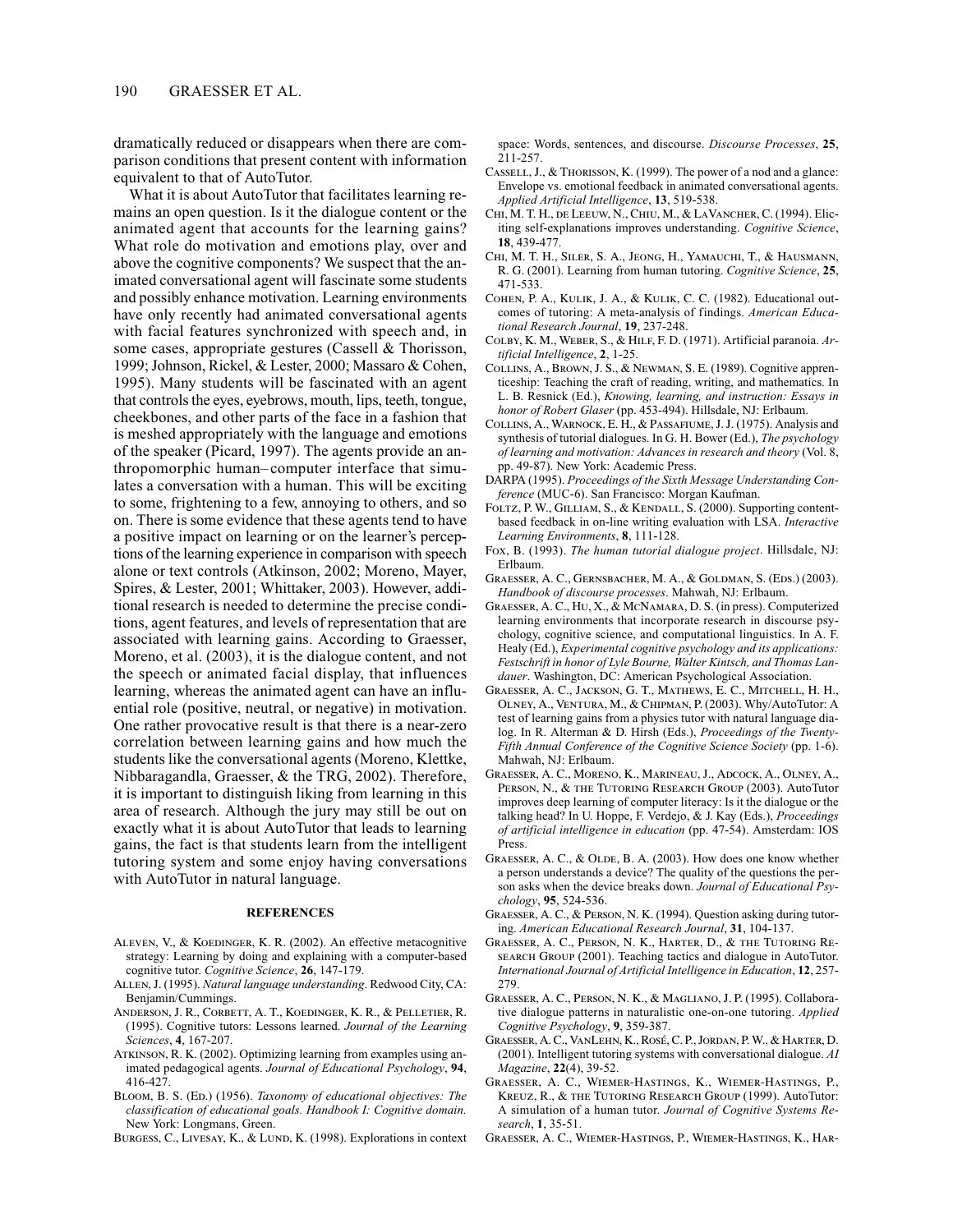dramatically reduced or disappears when there are comparison conditions that present content with information equivalent to that of AutoTutor.

What it is about AutoTutor that facilitates learning remains an open question. Is it the dialogue content or the animated agent that accounts for the learning gains? What role do motivation and emotions play, over and above the cognitive components? We suspect that the animated conversational agent will fascinate some students and possibly enhance motivation. Learning environments have only recently had animated conversational agents with facial features synchronized with speech and, in some cases, appropriate gestures (Cassell & Thorisson, 1999; Johnson, Rickel, & Lester, 2000; Massaro & Cohen, 1995). Many students will be fascinated with an agent that controls the eyes, eyebrows, mouth, lips, teeth, tongue, cheekbones, and other parts of the face in a fashion that is meshed appropriately with the language and emotions of the speaker (Picard, 1997). The agents provide an anthropomorphic human–computer interface that simulates a conversation with a human. This will be exciting to some, frightening to a few, annoying to others, and so on. There is some evidence that these agents tend to have a positive impact on learning or on the learner's perceptions of the learning experience in comparison with speech alone or text controls (Atkinson, 2002; Moreno, Mayer, Spires, & Lester, 2001; Whittaker, 2003). However, additional research is needed to determine the precise conditions, agent features, and levels of representation that are associated with learning gains. According to Graesser, Moreno, et al. (2003), it is the dialogue content, and not the speech or animated facial display, that influences learning, whereas the animated agent can have an influential role (positive, neutral, or negative) in motivation. One rather provocative result is that there is a near-zero correlation between learning gains and how much the students like the conversational agents (Moreno, Klettke, Nibbaragandla, Graesser, & the TRG, 2002). Therefore, it is important to distinguish liking from learning in this area of research. Although the jury may still be out on exactly what it is about AutoTutor that leads to learning gains, the fact is that students learn from the intelligent tutoring system and some enjoy having conversations with AutoTutor in natural language.

## REFERENCES

Aleven, V., & Koedinger, K. R. (2002). An effective metacognitive strategy: Learning by doing and explaining with a computer-based cognitive tutor. *Cognitive Science*, **26**, 147-179.

Allen, J. (1995). *Natural language understanding*. Redwood City, CA: Benjamin/Cummings.

Anderson, J. R., Corbett, A. T., Koedinger, K. R., & Pelletier, R. (1995). Cognitive tutors: Lessons learned. *Journal of the Learning Sciences*, **4**, 167-207.

Atkinson, R. K. (2002). Optimizing learning from examples using animated pedagogical agents. *Journal of Educational Psychology*, **94**, 416-427.

Bloom, B. S. (Ed.) (1956). *Taxonomy of educational objectives: The classification of educational goals. Handbook I: Cognitive domain.* New York: Longmans, Green.

Burgess, C., Livesay, K., & Lund, K. (1998). Explorations in context space: Words, sentences, and discourse. *Discourse Processes*, **25**, 211-257.

Cassell, J., & Thorisson, K. (1999). The power of a nod and a glance: Envelope vs. emotional feedback in animated conversational agents. *Applied Artificial Intelligence*, **13**, 519-538.

Chi, M. T. H., de Leeuw, N., Chiu, M., & LaVancher, C. (1994). Eliciting self-explanations improves understanding. *Cognitive Science*, **18**, 439-477.

Chi, M. T. H., Siler, S. A., Jeong, H., Yamauchi, T., & Hausmann, R. G. (2001). Learning from human tutoring. *Cognitive Science*, **25**, 471-533.

Cohen, P. A., Kulik, J. A., & Kulik, C. C. (1982). Educational outcomes of tutoring: A meta-analysis of findings. *American Educational Research Journal*, **19**, 237-248.

Colby, K. M., Weber, S., & Hilf, F. D. (1971). Artificial paranoia. *Artificial Intelligence*, **2**, 1-25.

Collins, A., Brown, J. S., & Newman, S. E. (1989). Cognitive apprenticeship: Teaching the craft of reading, writing, and mathematics. In L. B. Resnick (Ed.), *Knowing, learning, and instruction: Essays in honor of Robert Glaser* (pp. 453-494). Hillsdale, NJ: Erlbaum.

Collins, A., Warnock, E. H., & Passafiume, J. J. (1975). Analysis and synthesis of tutorial dialogues. In G. H. Bower (Ed.), *The psychology of learning and motivation: Advances in research and theory* (Vol. 8, pp. 49-87). New York: Academic Press.

DARPA (1995). *Proceedings of the Sixth Message Understanding Conference* (MUC-6). San Francisco: Morgan Kaufman.

Foltz, P. W., Gilliam, S., & Kendall, S. (2000). Supporting content-based feedback in on-line writing evaluation with LSA. *Interactive Learning Environments*, **8**, 111-128.

Fox, B. (1993). *The human tutorial dialogue project*. Hillsdale, NJ: Erlbaum.

Graesser, A. C., Gernsbacher, M. A., & Goldman, S. (Eds.) (2003). *Handbook of discourse processes*. Mahwah, NJ: Erlbaum.

Graesser, A. C., Hu, X., & McNamara, D. S. (in press). Computerized learning environments that incorporate research in discourse psychology, cognitive science, and computational linguistics. In A. F. Healy (Ed.), *Experimental cognitive psychology and its applications: Festschrift in honor of Lyle Bourne, Walter Kintsch, and Thomas Landauer*. Washington, DC: American Psychological Association.

Graesser, A. C., Jackson, G. T., Mathews, E. C., Mitchell, H. H., Olney, A., Ventura, M., & Chipman, P. (2003). Why/AutoTutor: A test of learning gains from a physics tutor with natural language dialog. In R. Alterman & D. Hirsh (Eds.), *Proceedings of the Twenty-Fifth Annual Conference of the Cognitive Science Society* (pp. 1-6). Mahwah, NJ: Erlbaum.

Graesser, A. C., Moreno, K., Marineau, J., Adcock, A., Olney, A., Person, N., & the Tutoring Research Group (2003). AutoTutor improves deep learning of computer literacy: Is it the dialogue or the talking head? In U. Hoppe, F. Verdejo, & J. Kay (Eds.), *Proceedings of artificial intelligence in education* (pp. 47-54). Amsterdam: IOS Press.

Graesser, A. C., & Olde, B. A. (2003). How does one know whether a person understands a device? The quality of the questions the person asks when the device breaks down. *Journal of Educational Psychology*, **95**, 524-536.

Graesser, A. C., & Person, N. K. (1994). Question asking during tutoring. *American Educational Research Journal*, **31**, 104-137.

Graesser, A. C., Person, N. K., Harter, D., & the Tutoring Research Group (2001). Teaching tactics and dialogue in AutoTutor. *International Journal of Artificial Intelligence in Education*, **12**, 257-279.

Graesser, A. C., Person, N. K., & Magliano, J. P. (1995). Collaborative dialogue patterns in naturalistic one-on-one tutoring. *Applied Cognitive Psychology*, **9**, 359-387.

Graesser, A. C., VanLehn, K., Rosé, C. P., Jordan, P. W., & Harter, D. (2001). Intelligent tutoring systems with conversational dialogue. *AI Magazine*, **22**(4), 39-52.

Graesser, A. C., Wiemer-Hastings, K., Wiemer-Hastings, P., Kreuz, R., & the Tutoring Research Group (1999). AutoTutor: A simulation of a human tutor. *Journal of Cognitive Systems Research*, **1**, 35-51.

Graesser, A. C., Wiemer-Hastings, P., Wiemer-Hastings, K., Har-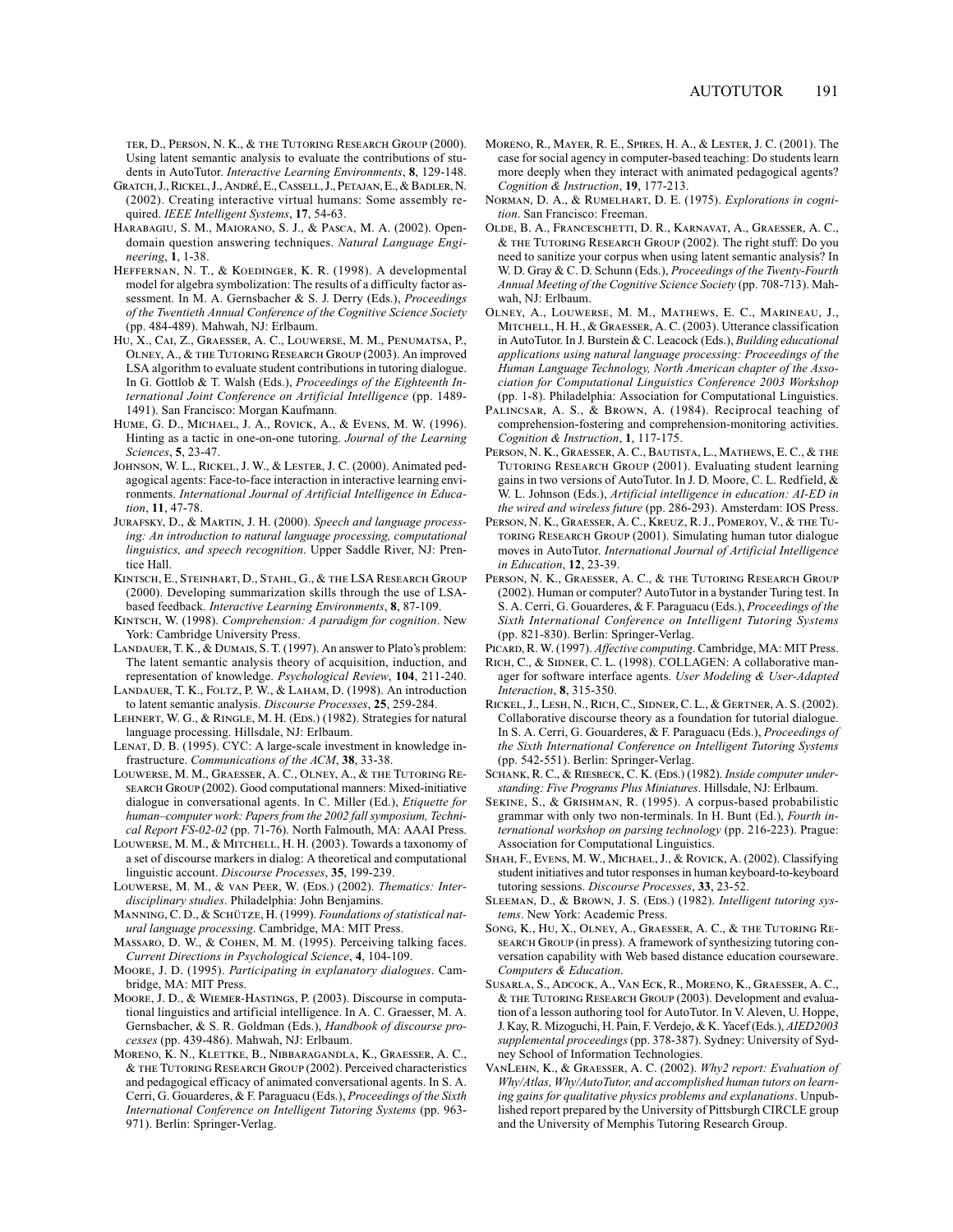ter, D., Person, N. K., & the Tutoring Research Group (2000). Using latent semantic analysis to evaluate the contributions of students in AutoTutor. *Interactive Learning Environments*, **8**, 129-148.

Gratch, J., Rickel, J., André, E., Cassell, J., Petajan, E., & Badler, N. (2002). Creating interactive virtual humans: Some assembly required. *IEEE Intelligent Systems*, **17**, 54-63.

Harabagiu, S. M., Maiorano, S. J., & Pasca, M. A. (2002). Open-domain question answering techniques. *Natural Language Engineering*, **1**, 1-38.

Heffernan, N. T., & Koedinger, K. R. (1998). A developmental model for algebra symbolization: The results of a difficulty factor assessment. In M. A. Gernsbacher & S. J. Derry (Eds.), *Proceedings of the Twentieth Annual Conference of the Cognitive Science Society* (pp. 484-489). Mahwah, NJ: Erlbaum.

Hu, X., Cai, Z., Graesser, A. C., Louwerse, M. M., Penumatsa, P., Olney, A., & the Tutoring Research Group (2003). An improved LSA algorithm to evaluate student contributions in tutoring dialogue. In G. Gottlob & T. Walsh (Eds.), *Proceedings of the Eighteenth International Joint Conference on Artificial Intelligence* (pp. 1489-1491). San Francisco: Morgan Kaufmann.

Hume, G. D., Michael, J. A., Rovick, A., & Evens, M. W. (1996). Hinting as a tactic in one-on-one tutoring. *Journal of the Learning Sciences*, **5**, 23-47.

Johnson, W. L., Rickel, J. W., & Lester, J. C. (2000). Animated pedagogical agents: Face-to-face interaction in interactive learning environments. *International Journal of Artificial Intelligence in Education*, **11**, 47-78.

Jurafsky, D., & Martin, J. H. (2000). *Speech and language processing: An introduction to natural language processing, computational linguistics, and speech recognition*. Upper Saddle River, NJ: Prentice Hall.

Kintsch, E., Steinhart, D., Stahl, G., & the LSA Research Group (2000). Developing summarization skills through the use of LSA-based feedback. *Interactive Learning Environments*, **8**, 87-109.

Kintsch, W. (1998). *Comprehension: A paradigm for cognition*. New York: Cambridge University Press.

Landauer, T. K., & Dumais, S. T. (1997). An answer to Plato's problem: The latent semantic analysis theory of acquisition, induction, and representation of knowledge. *Psychological Review*, **104**, 211-240.

Landauer, T. K., Foltz, P. W., & Laham, D. (1998). An introduction to latent semantic analysis. *Discourse Processes*, **25**, 259-284.

Lehnert, W. G., & Ringle, M. H. (Eds.) (1982). Strategies for natural language processing. Hillsdale, NJ: Erlbaum.

Lenat, D. B. (1995). CYC: A large-scale investment in knowledge infrastructure. *Communications of the ACM*, **38**, 33-38.

Louwerse, M. M., Graesser, A. C., Olney, A., & the Tutoring Research Group (2002). Good computational manners: Mixed-initiative dialogue in conversational agents. In C. Miller (Ed.), *Etiquette for human–computer work: Papers from the 2002 fall symposium, Technical Report FS-02-02* (pp. 71-76). North Falmouth, MA: AAAI Press.

Louwerse, M. M., & Mitchell, H. H. (2003). Towards a taxonomy of a set of discourse markers in dialog: A theoretical and computational linguistic account. *Discourse Processes*, **35**, 199-239.

Louwerse, M. M., & van Peer, W. (Eds.) (2002). *Thematics: Interdisciplinary studies*. Philadelphia: John Benjamins.

Manning, C. D., & Schütze, H. (1999). *Foundations of statistical natural language processing*. Cambridge, MA: MIT Press.

Massaro, D. W., & Cohen, M. M. (1995). Perceiving talking faces. *Current Directions in Psychological Science*, **4**, 104-109.

Moore, J. D. (1995). *Participating in explanatory dialogues*. Cambridge, MA: MIT Press.

Moore, J. D., & Wiemer-Hastings, P. (2003). Discourse in computational linguistics and artificial intelligence. In A. C. Graesser, M. A. Gernsbacher, & S. R. Goldman (Eds.), *Handbook of discourse processes* (pp. 439-486). Mahwah, NJ: Erlbaum.

Moreno, K. N., Klettke, B., Nibbaragandla, K., Graesser, A. C., & the Tutoring Research Group (2002). Perceived characteristics and pedagogical efficacy of animated conversational agents. In S. A. Cerri, G. Gouarderes, & F. Paraguacu (Eds.), *Proceedings of the Sixth International Conference on Intelligent Tutoring Systems* (pp. 963-971). Berlin: Springer-Verlag.

Moreno, R., Mayer, R. E., Spires, H. A., & Lester, J. C. (2001). The case for social agency in computer-based teaching: Do students learn more deeply when they interact with animated pedagogical agents? *Cognition & Instruction*, **19**, 177-213.

Norman, D. A., & Rumelhart, D. E. (1975). *Explorations in cognition*. San Francisco: Freeman.

Olde, B. A., Franceschetti, D. R., Karnavat, A., Graesser, A. C., & the Tutoring Research Group (2002). The right stuff: Do you need to sanitize your corpus when using latent semantic analysis? In W. D. Gray & C. D. Schunn (Eds.), *Proceedings of the Twenty-Fourth Annual Meeting of the Cognitive Science Society* (pp. 708-713). Mahwah, NJ: Erlbaum.

Olney, A., Louwerse, M. M., Mathews, E. C., Marineau, J., Mitchell, H. H., & Graesser, A. C. (2003). Utterance classification in AutoTutor. In J. Burstein & C. Leacock (Eds.), *Building educational applications using natural language processing: Proceedings of the Human Language Technology, North American chapter of the Association for Computational Linguistics Conference 2003 Workshop* (pp. 1-8). Philadelphia: Association for Computational Linguistics.

Palincsar, A. S., & Brown, A. (1984). Reciprocal teaching of comprehension-fostering and comprehension-monitoring activities. *Cognition & Instruction*, **1**, 117-175.

Person, N. K., Graesser, A. C., Bautista, L., Mathews, E. C., & the Tutoring Research Group (2001). Evaluating student learning gains in two versions of AutoTutor. In J. D. Moore, C. L. Redfield, & W. L. Johnson (Eds.), *Artificial intelligence in education: AI-ED in the wired and wireless future* (pp. 286-293). Amsterdam: IOS Press.

Person, N. K., Graesser, A. C., Kreuz, R. J., Pomeroy, V., & the Tutoring Research Group (2001). Simulating human tutor dialogue moves in AutoTutor. *International Journal of Artificial Intelligence in Education*, **12**, 23-39.

Person, N. K., Graesser, A. C., & the Tutoring Research Group (2002). Human or computer? AutoTutor in a bystander Turing test. In S. A. Cerri, G. Gouarderes, & F. Paraguacu (Eds.), *Proceedings of the Sixth International Conference on Intelligent Tutoring Systems* (pp. 821-830). Berlin: Springer-Verlag.

Picard, R. W. (1997). *Affective computing*. Cambridge, MA: MIT Press.

Rich, C., & Sidner, C. L. (1998). COLLAGEN: A collaborative manager for software interface agents. *User Modeling & User-Adapted Interaction*, **8**, 315-350.

Rickel, J., Lesh, N., Rich, C., Sidner, C. L., & Gertner, A. S. (2002). Collaborative discourse theory as a foundation for tutorial dialogue. In S. A. Cerri, G. Gouarderes, & F. Paraguacu (Eds.), *Proceedings of the Sixth International Conference on Intelligent Tutoring Systems* (pp. 542-551). Berlin: Springer-Verlag.

Schank, R. C., & Riesbeck, C. K. (Eds.) (1982). *Inside computer understanding: Five Programs Plus Miniatures*. Hillsdale, NJ: Erlbaum.

Sekine, S., & Grishman, R. (1995). A corpus-based probabilistic grammar with only two non-terminals. In H. Bunt (Ed.), *Fourth international workshop on parsing technology* (pp. 216-223). Prague: Association for Computational Linguistics.

Shah, F., Evens, M. W., Michael, J., & Rovick, A. (2002). Classifying student initiatives and tutor responses in human keyboard-to-keyboard tutoring sessions. *Discourse Processes*, **33**, 23-52.

Sleeman, D., & Brown, J. S. (Eds.) (1982). *Intelligent tutoring systems*. New York: Academic Press.

Song, K., Hu, X., Olney, A., Graesser, A. C., & the Tutoring Research Group (in press). A framework of synthesizing tutoring conversation capability with Web based distance education courseware. *Computers & Education*.

Susarla, S., Adcock, A., Van Eck, R., Moreno, K., Graesser, A. C., & the Tutoring Research Group (2003). Development and evaluation of a lesson authoring tool for AutoTutor. In V. Aleven, U. Hoppe, J. Kay, R. Mizoguchi, H. Pain, F. Verdejo, & K. Yacef (Eds.), *AIED2003 supplemental proceedings* (pp. 378-387). Sydney: University of Sydney School of Information Technologies.

VanLehn, K., & Graesser, A. C. (2002). *Why2 report: Evaluation of Why/Atlas, Why/AutoTutor, and accomplished human tutors on learning gains for qualitative physics problems and explanations*. Unpublished report prepared by the University of Pittsburgh CIRCLE group and the University of Memphis Tutoring Research Group.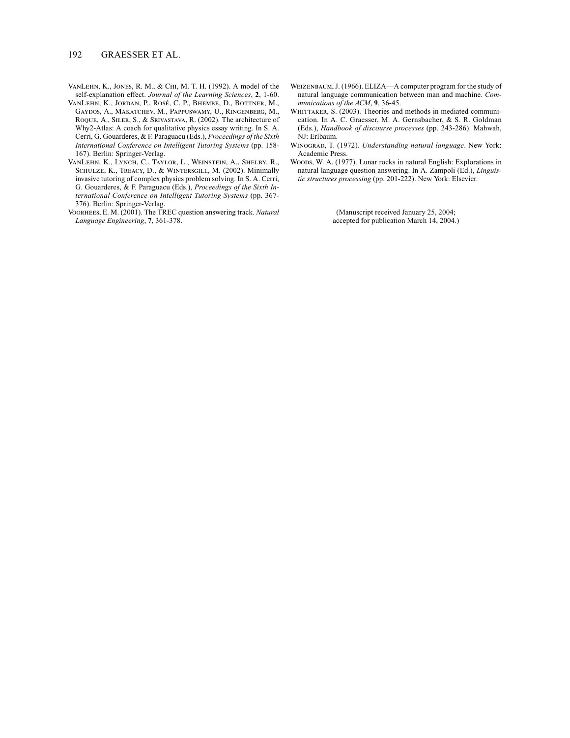VanLehn, K., Jones, R. M., & Chi, M. T. H. (1992). A model of the self-explanation effect. *Journal of the Learning Sciences*, **2**, 1-60.

VanLehn, K., Jordan, P., Rosé, C. P., Bhembe, D., Bottner, M., Gaydos, A., Makatchev, M., Pappuswamy, U., Ringenberg, M., Roque, A., Siler, S., & Srivastava, R. (2002). The architecture of Why2-Atlas: A coach for qualitative physics essay writing. In S. A. Cerri, G. Gouarderes, & F. Paraguacu (Eds.), *Proceedings of the Sixth International Conference on Intelligent Tutoring Systems* (pp. 158-167). Berlin: Springer-Verlag.

VanLehn, K., Lynch, C., Taylor, L., Weinstein, A., Shelby, R., Schulze, K., Treacy, D., & Wintersgill, M. (2002). Minimally invasive tutoring of complex physics problem solving. In S. A. Cerri, G. Gouarderes, & F. Paraguacu (Eds.), *Proceedings of the Sixth International Conference on Intelligent Tutoring Systems* (pp. 367-376). Berlin: Springer-Verlag.

Voorhees, E. M. (2001). The TREC question answering track. *Natural Language Engineering*, **7**, 361-378.

Weizenbaum, J. (1966). ELIZA—A computer program for the study of natural language communication between man and machine. *Communications of the ACM*, **9**, 36-45.

Whittaker, S. (2003). Theories and methods in mediated communication. In A. C. Graesser, M. A. Gernsbacher, & S. R. Goldman (Eds.), *Handbook of discourse processes* (pp. 243-286). Mahwah, NJ: Erlbaum.

Winograd, T. (1972). *Understanding natural language*. New York: Academic Press.

Woods, W. A. (1977). Lunar rocks in natural English: Explorations in natural language question answering. In A. Zampoli (Ed.), *Linguistic structures processing* (pp. 201-222). New York: Elsevier.

(Manuscript received January 25, 2004;
accepted for publication March 14, 2004.)